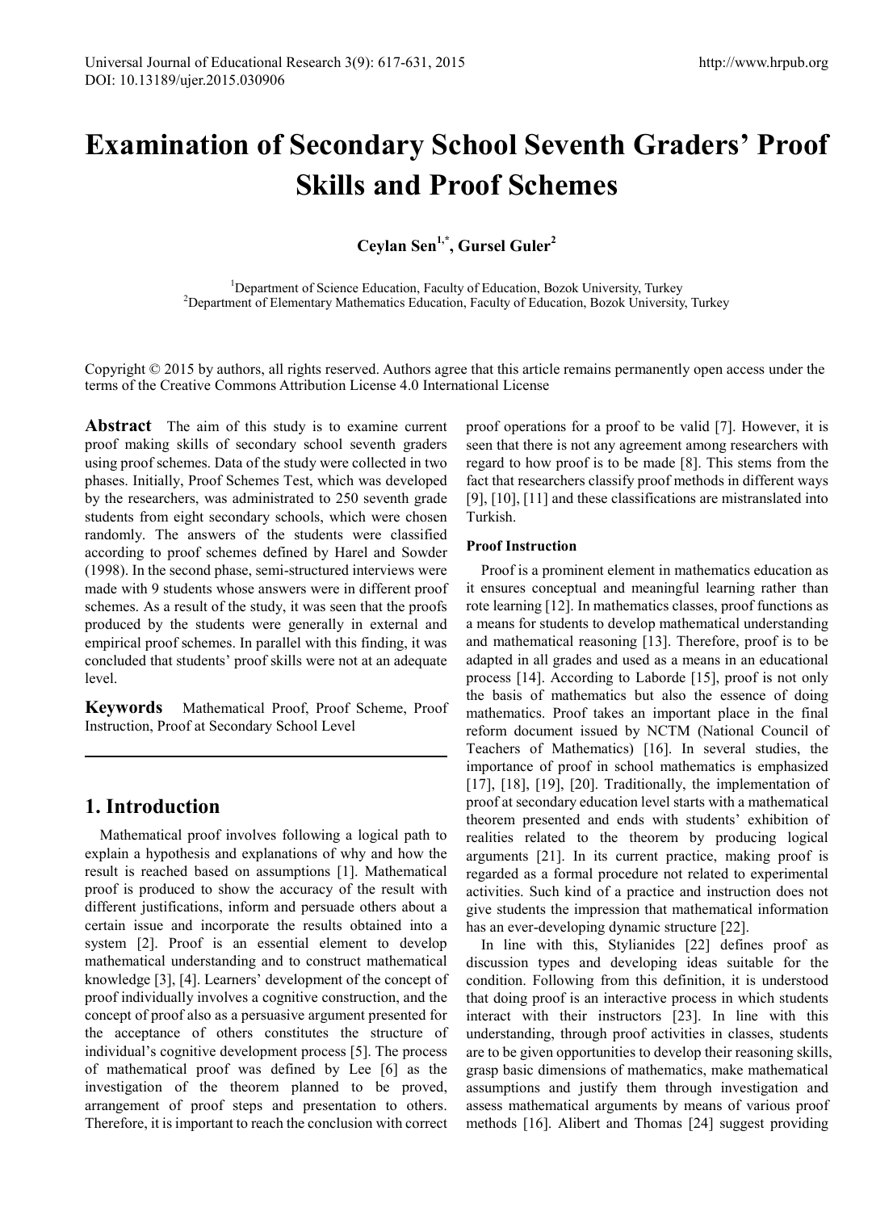# Examination of Secondary School Seventh Graders' Proof Skills and Proof Schemes

**Ceylan Sen[1,*], Gursel Guler[2]**

[1]Department of Science Education, Faculty of Education, Bozok University, Turkey
[2]Department of Elementary Mathematics Education, Faculty of Education, Bozok University, Turkey

Copyright © 2015 by authors, all rights reserved. Authors agree that this article remains permanently open access under the terms of the Creative Commons Attribution License 4.0 International License

**Abstract** The aim of this study is to examine current proof making skills of secondary school seventh graders using proof schemes. Data of the study were collected in two phases. Initially, Proof Schemes Test, which was developed by the researchers, was administrated to 250 seventh grade students from eight secondary schools, which were chosen randomly. The answers of the students were classified according to proof schemes defined by Harel and Sowder (1998). In the second phase, semi-structured interviews were made with 9 students whose answers were in different proof schemes. As a result of the study, it was seen that the proofs produced by the students were generally in external and empirical proof schemes. In parallel with this finding, it was concluded that students' proof skills were not at an adequate level.

**Keywords** Mathematical Proof, Proof Scheme, Proof Instruction, Proof at Secondary School Level

## 1. Introduction

Mathematical proof involves following a logical path to explain a hypothesis and explanations of why and how the result is reached based on assumptions [1]. Mathematical proof is produced to show the accuracy of the result with different justifications, inform and persuade others about a certain issue and incorporate the results obtained into a system [2]. Proof is an essential element to develop mathematical understanding and to construct mathematical knowledge [3], [4]. Learners' development of the concept of proof individually involves a cognitive construction, and the concept of proof also as a persuasive argument presented for the acceptance of others constitutes the structure of individual's cognitive development process [5]. The process of mathematical proof was defined by Lee [6] as the investigation of the theorem planned to be proved, arrangement of proof steps and presentation to others. Therefore, it is important to reach the conclusion with correct proof operations for a proof to be valid [7]. However, it is seen that there is not any agreement among researchers with regard to how proof is to be made [8]. This stems from the fact that researchers classify proof methods in different ways [9], [10], [11] and these classifications are mistranslated into Turkish.

### Proof Instruction

Proof is a prominent element in mathematics education as it ensures conceptual and meaningful learning rather than rote learning [12]. In mathematics classes, proof functions as a means for students to develop mathematical understanding and mathematical reasoning [13]. Therefore, proof is to be adapted in all grades and used as a means in an educational process [14]. According to Laborde [15], proof is not only the basis of mathematics but also the essence of doing mathematics. Proof takes an important place in the final reform document issued by NCTM (National Council of Teachers of Mathematics) [16]. In several studies, the importance of proof in school mathematics is emphasized [17], [18], [19], [20]. Traditionally, the implementation of proof at secondary education level starts with a mathematical theorem presented and ends with students' exhibition of realities related to the theorem by producing logical arguments [21]. In its current practice, making proof is regarded as a formal procedure not related to experimental activities. Such kind of a practice and instruction does not give students the impression that mathematical information has an ever-developing dynamic structure [22].

In line with this, Stylianides [22] defines proof as discussion types and developing ideas suitable for the condition. Following from this definition, it is understood that doing proof is an interactive process in which students interact with their instructors [23]. In line with this understanding, through proof activities in classes, students are to be given opportunities to develop their reasoning skills, grasp basic dimensions of mathematics, make mathematical assumptions and justify them through investigation and assess mathematical arguments by means of various proof methods [16]. Alibert and Thomas [24] suggest providing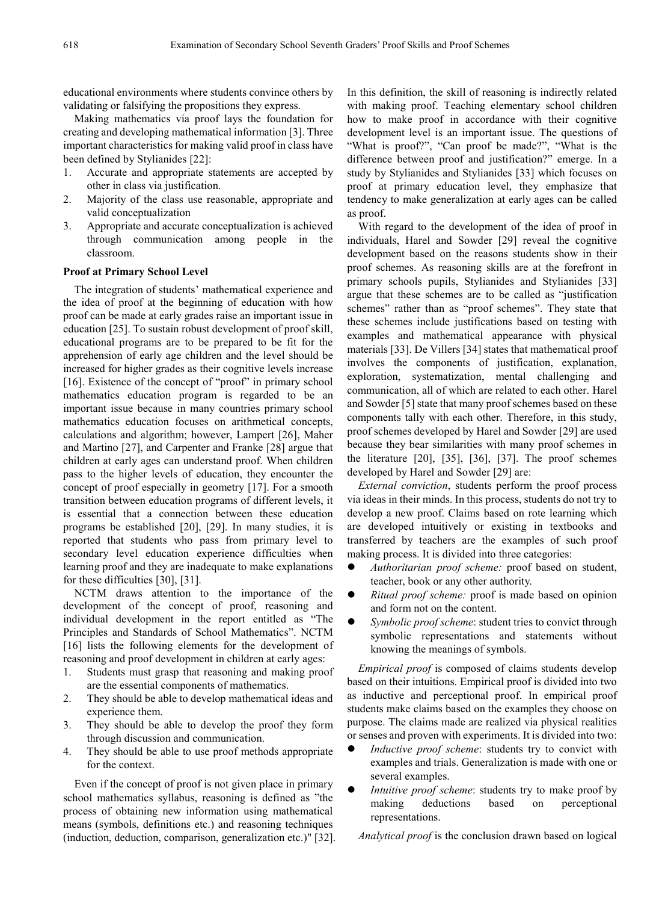educational environments where students convince others by validating or falsifying the propositions they express.

Making mathematics via proof lays the foundation for creating and developing mathematical information [3]. Three important characteristics for making valid proof in class have been defined by Stylianides [22]:

1. Accurate and appropriate statements are accepted by other in class via justification.
2. Majority of the class use reasonable, appropriate and valid conceptualization
3. Appropriate and accurate conceptualization is achieved through communication among people in the classroom.

**Proof at Primary School Level**

The integration of students' mathematical experience and the idea of proof at the beginning of education with how proof can be made at early grades raise an important issue in education [25]. To sustain robust development of proof skill, educational programs are to be prepared to be fit for the apprehension of early age children and the level should be increased for higher grades as their cognitive levels increase [16]. Existence of the concept of "proof" in primary school mathematics education program is regarded to be an important issue because in many countries primary school mathematics education focuses on arithmetical concepts, calculations and algorithm; however, Lampert [26], Maher and Martino [27], and Carpenter and Franke [28] argue that children at early ages can understand proof. When children pass to the higher levels of education, they encounter the concept of proof especially in geometry [17]. For a smooth transition between education programs of different levels, it is essential that a connection between these education programs be established [20], [29]. In many studies, it is reported that students who pass from primary level to secondary level education experience difficulties when learning proof and they are inadequate to make explanations for these difficulties [30], [31].

NCTM draws attention to the importance of the development of the concept of proof, reasoning and individual development in the report entitled as "The Principles and Standards of School Mathematics". NCTM [16] lists the following elements for the development of reasoning and proof development in children at early ages:

1. Students must grasp that reasoning and making proof are the essential components of mathematics.
2. They should be able to develop mathematical ideas and experience them.
3. They should be able to develop the proof they form through discussion and communication.
4. They should be able to use proof methods appropriate for the context.

Even if the concept of proof is not given place in primary school mathematics syllabus, reasoning is defined as "the process of obtaining new information using mathematical means (symbols, definitions etc.) and reasoning techniques (induction, deduction, comparison, generalization etc.)" [32]. In this definition, the skill of reasoning is indirectly related with making proof. Teaching elementary school children how to make proof in accordance with their cognitive development level is an important issue. The questions of "What is proof?", "Can proof be made?", "What is the difference between proof and justification?" emerge. In a study by Stylianides and Stylianides [33] which focuses on proof at primary education level, they emphasize that tendency to make generalization at early ages can be called as proof.

With regard to the development of the idea of proof in individuals, Harel and Sowder [29] reveal the cognitive development based on the reasons students show in their proof schemes. As reasoning skills are at the forefront in primary schools pupils, Stylianides and Stylianides [33] argue that these schemes are to be called as "justification schemes" rather than as "proof schemes". They state that these schemes include justifications based on testing with examples and mathematical appearance with physical materials [33]. De Villers [34] states that mathematical proof involves the components of justification, explanation, exploration, systematization, mental challenging and communication, all of which are related to each other. Harel and Sowder [5] state that many proof schemes based on these components tally with each other. Therefore, in this study, proof schemes developed by Harel and Sowder [29] are used because they bear similarities with many proof schemes in the literature [20], [35], [36], [37]. The proof schemes developed by Harel and Sowder [29] are:

*External conviction*, students perform the proof process via ideas in their minds. In this process, students do not try to develop a new proof. Claims based on rote learning which are developed intuitively or existing in textbooks and transferred by teachers are the examples of such proof making process. It is divided into three categories:

- *Authoritarian proof scheme:* proof based on student, teacher, book or any other authority.
- *Ritual proof scheme:* proof is made based on opinion and form not on the content.
- *Symbolic proof scheme*: student tries to convict through symbolic representations and statements without knowing the meanings of symbols.

*Empirical proof* is composed of claims students develop based on their intuitions. Empirical proof is divided into two as inductive and perceptional proof. In empirical proof students make claims based on the examples they choose on purpose. The claims made are realized via physical realities or senses and proven with experiments. It is divided into two:

- *Inductive proof scheme*: students try to convict with examples and trials. Generalization is made with one or several examples.
- *Intuitive proof scheme*: students try to make proof by making deductions based on perceptional representations.

*Analytical proof* is the conclusion drawn based on logical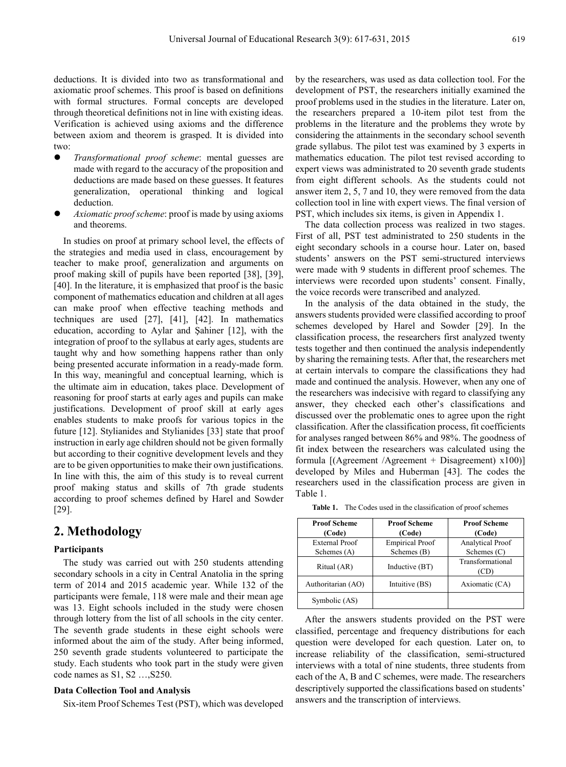deductions. It is divided into two as transformational and axiomatic proof schemes. This proof is based on definitions with formal structures. Formal concepts are developed through theoretical definitions not in line with existing ideas. Verification is achieved using axioms and the difference between axiom and theorem is grasped. It is divided into two:

- *Transformational proof scheme*: mental guesses are made with regard to the accuracy of the proposition and deductions are made based on these guesses. It features generalization, operational thinking and logical deduction.
- *Axiomatic proof scheme*: proof is made by using axioms and theorems.

In studies on proof at primary school level, the effects of the strategies and media used in class, encouragement by teacher to make proof, generalization and arguments on proof making skill of pupils have been reported [38], [39], [40]. In the literature, it is emphasized that proof is the basic component of mathematics education and children at all ages can make proof when effective teaching methods and techniques are used [27], [41], [42]. In mathematics education, according to Aylar and Şahiner [12], with the integration of proof to the syllabus at early ages, students are taught why and how something happens rather than only being presented accurate information in a ready-made form. In this way, meaningful and conceptual learning, which is the ultimate aim in education, takes place. Development of reasoning for proof starts at early ages and pupils can make justifications. Development of proof skill at early ages enables students to make proofs for various topics in the future [12]. Stylianides and Stylianides [33] state that proof instruction in early age children should not be given formally but according to their cognitive development levels and they are to be given opportunities to make their own justifications. In line with this, the aim of this study is to reveal current proof making status and skills of 7th grade students according to proof schemes defined by Harel and Sowder [29].

## 2. Methodology

**Participants**

The study was carried out with 250 students attending secondary schools in a city in Central Anatolia in the spring term of 2014 and 2015 academic year. While 132 of the participants were female, 118 were male and their mean age was 13. Eight schools included in the study were chosen through lottery from the list of all schools in the city center. The seventh grade students in these eight schools were informed about the aim of the study. After being informed, 250 seventh grade students volunteered to participate the study. Each students who took part in the study were given code names as S1, S2 …,S250.

**Data Collection Tool and Analysis**

Six-item Proof Schemes Test (PST), which was developed by the researchers, was used as data collection tool. For the development of PST, the researchers initially examined the proof problems used in the studies in the literature. Later on, the researchers prepared a 10-item pilot test from the problems in the literature and the problems they wrote by considering the attainments in the secondary school seventh grade syllabus. The pilot test was examined by 3 experts in mathematics education. The pilot test revised according to expert views was administrated to 20 seventh grade students from eight different schools. As the students could not answer item 2, 5, 7 and 10, they were removed from the data collection tool in line with expert views. The final version of PST, which includes six items, is given in Appendix 1.

The data collection process was realized in two stages. First of all, PST test administrated to 250 students in the eight secondary schools in a course hour. Later on, based students' answers on the PST semi-structured interviews were made with 9 students in different proof schemes. The interviews were recorded upon students' consent. Finally, the voice records were transcribed and analyzed.

In the analysis of the data obtained in the study, the answers students provided were classified according to proof schemes developed by Harel and Sowder [29]. In the classification process, the researchers first analyzed twenty tests together and then continued the analysis independently by sharing the remaining tests. After that, the researchers met at certain intervals to compare the classifications they had made and continued the analysis. However, when any one of the researchers was indecisive with regard to classifying any answer, they checked each other's classifications and discussed over the problematic ones to agree upon the right classification. After the classification process, fit coefficients for analyses ranged between 86% and 98%. The goodness of fit index between the researchers was calculated using the formula [(Agreement /Agreement + Disagreement) x100)] developed by Miles and Huberman [43]. The codes the researchers used in the classification process are given in Table 1.

**Table 1.** The Codes used in the classification of proof schemes

| Proof Scheme (Code) | Proof Scheme (Code) | Proof Scheme (Code) |
|---|---|---|
| External Proof Schemes (A) | Empirical Proof Schemes (B) | Analytical Proof Schemes (C) |
| Ritual (AR) | Inductive (BT) | Transformational (CD) |
| Authoritarian (AO) | Intuitive (BS) | Axiomatic (CA) |
| Symbolic (AS) | | |

After the answers students provided on the PST were classified, percentage and frequency distributions for each question were developed for each question. Later on, to increase reliability of the classification, semi-structured interviews with a total of nine students, three students from each of the A, B and C schemes, were made. The researchers descriptively supported the classifications based on students' answers and the transcription of interviews.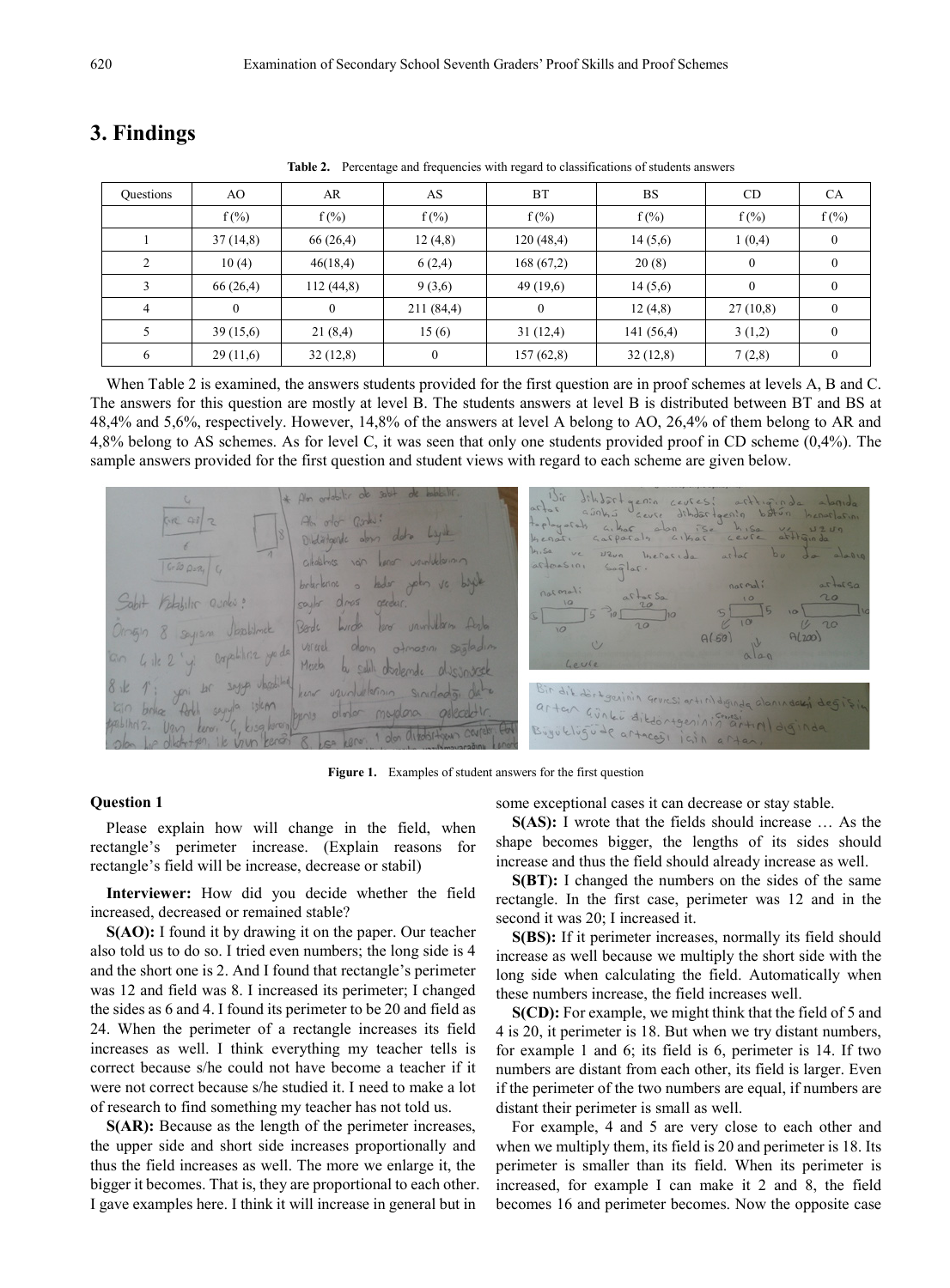# 3. Findings

**Table 2.** Percentage and frequencies with regard to classifications of students answers

| Questions | AO | AR | AS | BT | BS | CD | CA |
|---|---|---|---|---|---|---|---|
| | f (%) | f (%) | f (%) | f (%) | f (%) | f (%) | f (%) |
| 1 | 37 (14,8) | 66 (26,4) | 12 (4,8) | 120 (48,4) | 14 (5,6) | 1 (0,4) | 0 |
| 2 | 10 (4) | 46(18,4) | 6 (2,4) | 168 (67,2) | 20 (8) | 0 | 0 |
| 3 | 66 (26,4) | 112 (44,8) | 9 (3,6) | 49 (19,6) | 14 (5,6) | 0 | 0 |
| 4 | 0 | 0 | 211 (84,4) | 0 | 12 (4,8) | 27 (10,8) | 0 |
| 5 | 39 (15,6) | 21 (8,4) | 15 (6) | 31 (12,4) | 141 (56,4) | 3 (1,2) | 0 |
| 6 | 29 (11,6) | 32 (12,8) | 0 | 157 (62,8) | 32 (12,8) | 7 (2,8) | 0 |

When Table 2 is examined, the answers students provided for the first question are in proof schemes at levels A, B and C. The answers for this question are mostly at level B. The students answers at level B is distributed between BT and BS at 48,4% and 5,6%, respectively. However, 14,8% of the answers at level A belong to AO, 26,4% of them belong to AR and 4,8% belong to AS schemes. As for level C, it was seen that only one students provided proof in CD scheme (0,4%). The sample answers provided for the first question and student views with regard to each scheme are given below.

**Figure 1.** Examples of student answers for the first question

**Question 1**

Please explain how will change in the field, when rectangle's perimeter increase. (Explain reasons for rectangle's field will be increase, decrease or stabil)

**Interviewer:** How did you decide whether the field increased, decreased or remained stable?

**S(AO):** I found it by drawing it on the paper. Our teacher also told us to do so. I tried even numbers; the long side is 4 and the short one is 2. And I found that rectangle's perimeter was 12 and field was 8. I increased its perimeter; I changed the sides as 6 and 4. I found its perimeter to be 20 and field as 24. When the perimeter of a rectangle increases its field increases as well. I think everything my teacher tells is correct because s/he could not have become a teacher if it were not correct because s/he studied it. I need to make a lot of research to find something my teacher has not told us.

**S(AR):** Because as the length of the perimeter increases, the upper side and short side increases proportionally and thus the field increases as well. The more we enlarge it, the bigger it becomes. That is, they are proportional to each other. I gave examples here. I think it will increase in general but in some exceptional cases it can decrease or stay stable.

**S(AS):** I wrote that the fields should increase … As the shape becomes bigger, the lengths of its sides should increase and thus the field should already increase as well.

**S(BT):** I changed the numbers on the sides of the same rectangle. In the first case, perimeter was 12 and in the second it was 20; I increased it.

**S(BS):** If it perimeter increases, normally its field should increase as well because we multiply the short side with the long side when calculating the field. Automatically when these numbers increase, the field increases well.

**S(CD):** For example, we might think that the field of 5 and 4 is 20, it perimeter is 18. But when we try distant numbers, for example 1 and 6; its field is 6, perimeter is 14. If two numbers are distant from each other, its field is larger. Even if the perimeter of the two numbers are equal, if numbers are distant their perimeter is small as well.

For example, 4 and 5 are very close to each other and when we multiply them, its field is 20 and perimeter is 18. Its perimeter is smaller than its field. When its perimeter is increased, for example I can make it 2 and 8, the field becomes 16 and perimeter becomes. Now the opposite case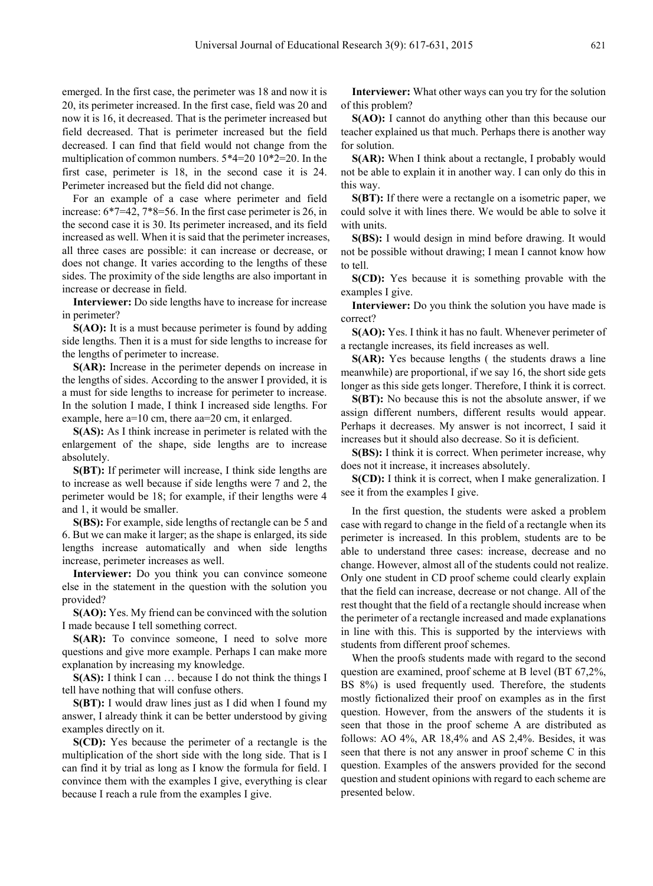emerged. In the first case, the perimeter was 18 and now it is 20, its perimeter increased. In the first case, field was 20 and now it is 16, it decreased. That is the perimeter increased but field decreased. That is perimeter increased but the field decreased. I can find that field would not change from the multiplication of common numbers. 5*4=20 10*2=20. In the first case, perimeter is 18, in the second case it is 24. Perimeter increased but the field did not change.

For an example of a case where perimeter and field increase: 6*7=42, 7*8=56. In the first case perimeter is 26, in the second case it is 30. Its perimeter increased, and its field increased as well. When it is said that the perimeter increases, all three cases are possible: it can increase or decrease, or does not change. It varies according to the lengths of these sides. The proximity of the side lengths are also important in increase or decrease in field.

**Interviewer:** Do side lengths have to increase for increase in perimeter?

**S(AO):** It is a must because perimeter is found by adding side lengths. Then it is a must for side lengths to increase for the lengths of perimeter to increase.

**S(AR):** Increase in the perimeter depends on increase in the lengths of sides. According to the answer I provided, it is a must for side lengths to increase for perimeter to increase. In the solution I made, I think I increased side lengths. For example, here a=10 cm, there aa=20 cm, it enlarged.

**S(AS):** As I think increase in perimeter is related with the enlargement of the shape, side lengths are to increase absolutely.

**S(BT):** If perimeter will increase, I think side lengths are to increase as well because if side lengths were 7 and 2, the perimeter would be 18; for example, if their lengths were 4 and 1, it would be smaller.

**S(BS):** For example, side lengths of rectangle can be 5 and 6. But we can make it larger; as the shape is enlarged, its side lengths increase automatically and when side lengths increase, perimeter increases as well.

**Interviewer:** Do you think you can convince someone else in the statement in the question with the solution you provided?

**S(AO):** Yes. My friend can be convinced with the solution I made because I tell something correct.

**S(AR):** To convince someone, I need to solve more questions and give more example. Perhaps I can make more explanation by increasing my knowledge.

**S(AS):** I think I can … because I do not think the things I tell have nothing that will confuse others.

**S(BT):** I would draw lines just as I did when I found my answer, I already think it can be better understood by giving examples directly on it.

**S(CD):** Yes because the perimeter of a rectangle is the multiplication of the short side with the long side. That is I can find it by trial as long as I know the formula for field. I convince them with the examples I give, everything is clear because I reach a rule from the examples I give.

**Interviewer:** What other ways can you try for the solution of this problem?

**S(AO):** I cannot do anything other than this because our teacher explained us that much. Perhaps there is another way for solution.

**S(AR):** When I think about a rectangle, I probably would not be able to explain it in another way. I can only do this in this way.

**S(BT):** If there were a rectangle on a isometric paper, we could solve it with lines there. We would be able to solve it with units.

**S(BS):** I would design in mind before drawing. It would not be possible without drawing; I mean I cannot know how to tell.

**S(CD):** Yes because it is something provable with the examples I give.

**Interviewer:** Do you think the solution you have made is correct?

**S(AO):** Yes. I think it has no fault. Whenever perimeter of a rectangle increases, its field increases as well.

**S(AR):** Yes because lengths ( the students draws a line meanwhile) are proportional, if we say 16, the short side gets longer as this side gets longer. Therefore, I think it is correct.

**S(BT):** No because this is not the absolute answer, if we assign different numbers, different results would appear. Perhaps it decreases. My answer is not incorrect, I said it increases but it should also decrease. So it is deficient.

**S(BS):** I think it is correct. When perimeter increase, why does not it increase, it increases absolutely.

**S(CD):** I think it is correct, when I make generalization. I see it from the examples I give.

In the first question, the students were asked a problem case with regard to change in the field of a rectangle when its perimeter is increased. In this problem, students are to be able to understand three cases: increase, decrease and no change. However, almost all of the students could not realize. Only one student in CD proof scheme could clearly explain that the field can increase, decrease or not change. All of the rest thought that the field of a rectangle should increase when the perimeter of a rectangle increased and made explanations in line with this. This is supported by the interviews with students from different proof schemes.

When the proofs students made with regard to the second question are examined, proof scheme at B level (BT 67,2%, BS 8%) is used frequently used. Therefore, the students mostly fictionalized their proof on examples as in the first question. However, from the answers of the students it is seen that those in the proof scheme A are distributed as follows: AO 4%, AR 18,4% and AS 2,4%. Besides, it was seen that there is not any answer in proof scheme C in this question. Examples of the answers provided for the second question and student opinions with regard to each scheme are presented below.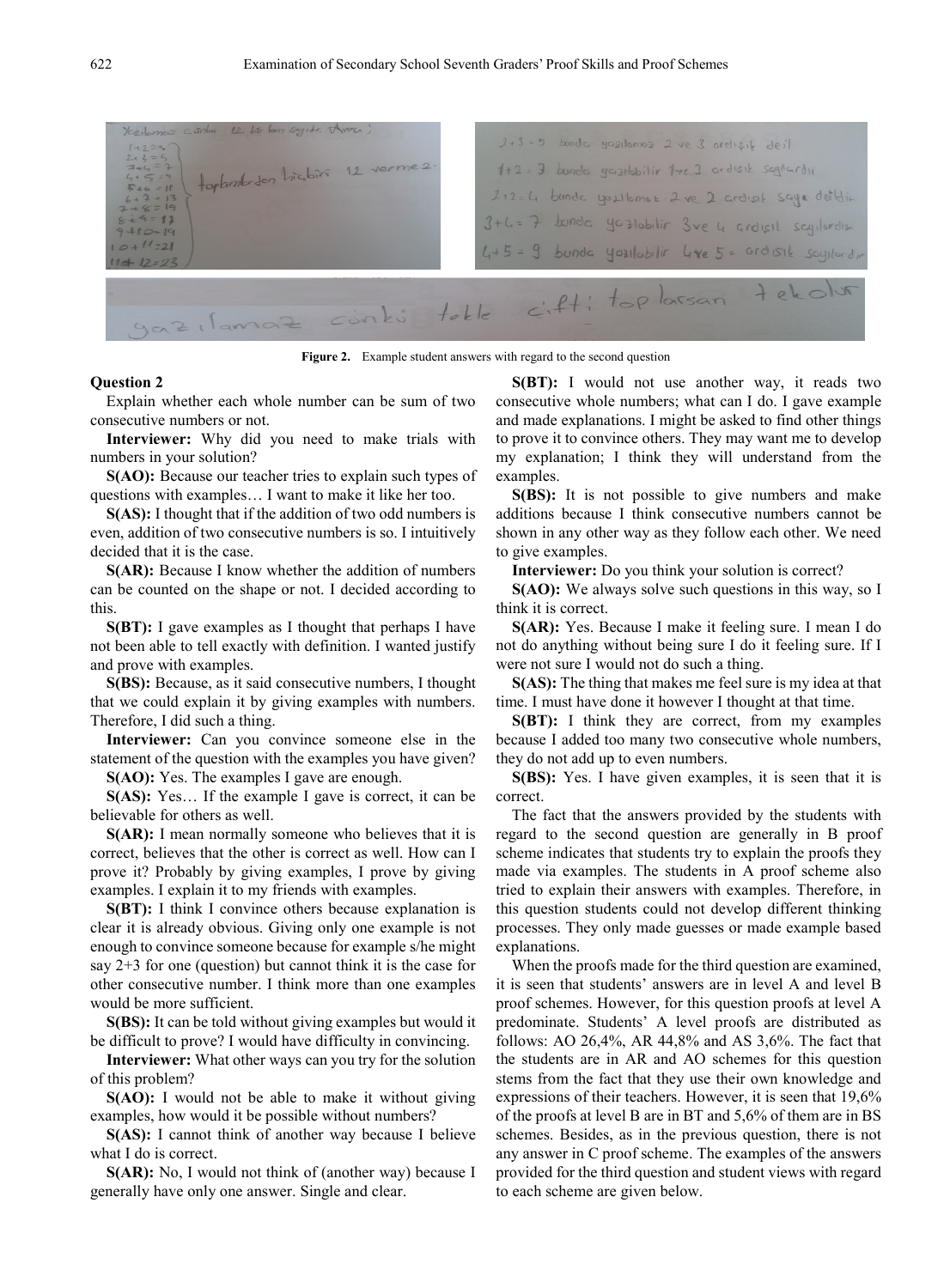Figure 2. Example student answers with regard to the second question

**Question 2**

Explain whether each whole number can be sum of two consecutive numbers or not.

**Interviewer:** Why did you need to make trials with numbers in your solution?

**S(AO):** Because our teacher tries to explain such types of questions with examples… I want to make it like her too.

**S(AS):** I thought that if the addition of two odd numbers is even, addition of two consecutive numbers is so. I intuitively decided that it is the case.

**S(AR):** Because I know whether the addition of numbers can be counted on the shape or not. I decided according to this.

**S(BT):** I gave examples as I thought that perhaps I have not been able to tell exactly with definition. I wanted justify and prove with examples.

**S(BS):** Because, as it said consecutive numbers, I thought that we could explain it by giving examples with numbers. Therefore, I did such a thing.

**Interviewer:** Can you convince someone else in the statement of the question with the examples you have given?

**S(AO):** Yes. The examples I gave are enough.

**S(AS):** Yes… If the example I gave is correct, it can be believable for others as well.

**S(AR):** I mean normally someone who believes that it is correct, believes that the other is correct as well. How can I prove it? Probably by giving examples, I prove by giving examples. I explain it to my friends with examples.

**S(BT):** I think I convince others because explanation is clear it is already obvious. Giving only one example is not enough to convince someone because for example s/he might say 2+3 for one (question) but cannot think it is the case for other consecutive number. I think more than one examples would be more sufficient.

**S(BS):** It can be told without giving examples but would it be difficult to prove? I would have difficulty in convincing.

**Interviewer:** What other ways can you try for the solution of this problem?

**S(AO):** I would not be able to make it without giving examples, how would it be possible without numbers?

**S(AS):** I cannot think of another way because I believe what I do is correct.

**S(AR):** No, I would not think of (another way) because I generally have only one answer. Single and clear.

**S(BT):** I would not use another way, it reads two consecutive whole numbers; what can I do. I gave example and made explanations. I might be asked to find other things to prove it to convince others. They may want me to develop my explanation; I think they will understand from the examples.

**S(BS):** It is not possible to give numbers and make additions because I think consecutive numbers cannot be shown in any other way as they follow each other. We need to give examples.

**Interviewer:** Do you think your solution is correct?

**S(AO):** We always solve such questions in this way, so I think it is correct.

**S(AR):** Yes. Because I make it feeling sure. I mean I do not do anything without being sure I do it feeling sure. If I were not sure I would not do such a thing.

**S(AS):** The thing that makes me feel sure is my idea at that time. I must have done it however I thought at that time.

**S(BT):** I think they are correct, from my examples because I added too many two consecutive whole numbers, they do not add up to even numbers.

**S(BS):** Yes. I have given examples, it is seen that it is correct.

The fact that the answers provided by the students with regard to the second question are generally in B proof scheme indicates that students try to explain the proofs they made via examples. The students in A proof scheme also tried to explain their answers with examples. Therefore, in this question students could not develop different thinking processes. They only made guesses or made example based explanations.

When the proofs made for the third question are examined, it is seen that students' answers are in level A and level B proof schemes. However, for this question proofs at level A predominate. Students' A level proofs are distributed as follows: AO 26,4%, AR 44,8% and AS 3,6%. The fact that the students are in AR and AO schemes for this question stems from the fact that they use their own knowledge and expressions of their teachers. However, it is seen that 19,6% of the proofs at level B are in BT and 5,6% of them are in BS schemes. Besides, as in the previous question, there is not any answer in C proof scheme. The examples of the answers provided for the third question and student views with regard to each scheme are given below.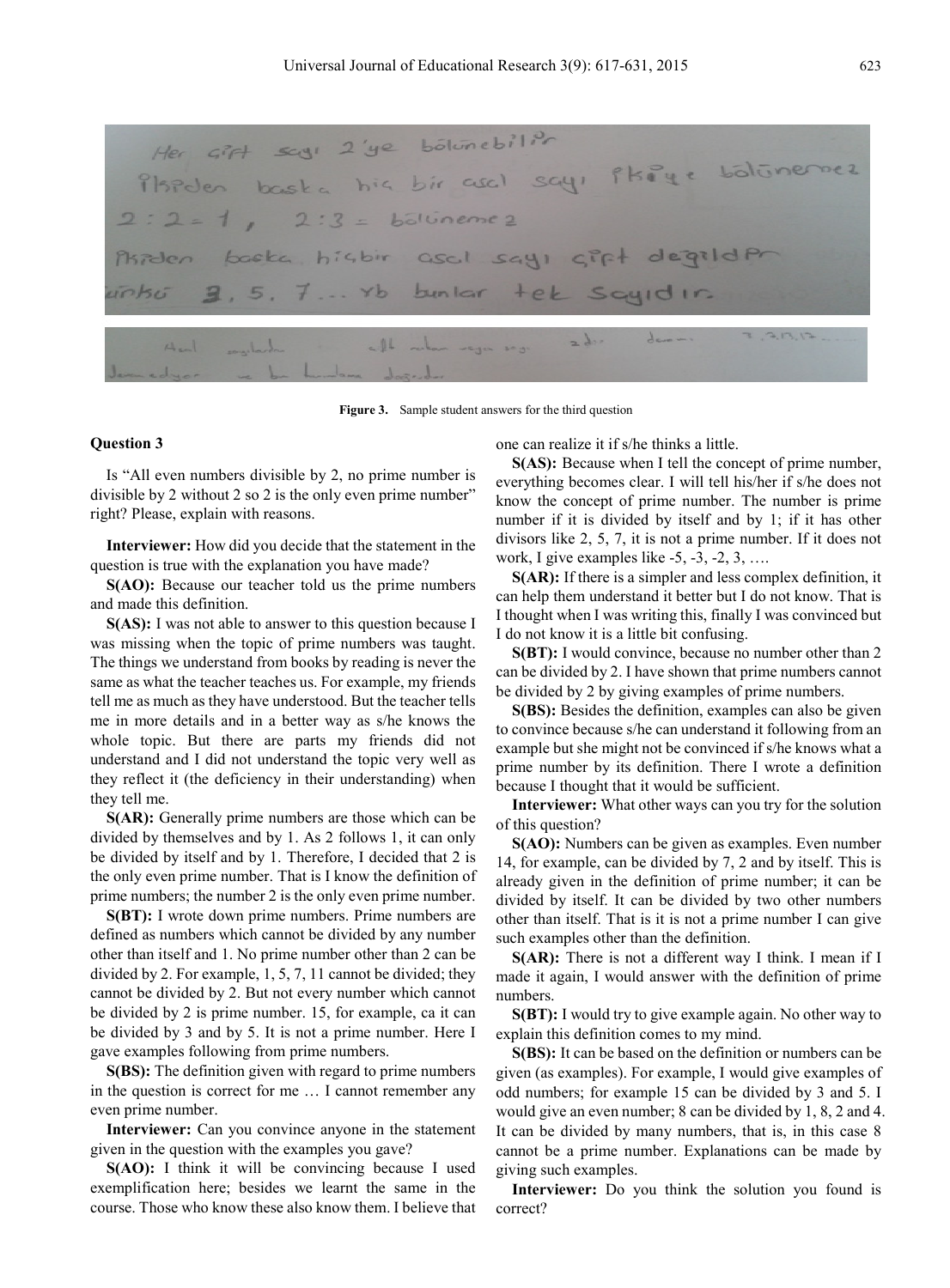Her çift sayı 2'ye bölünebilir
ikiden başka hiç bir asal sayı ikiye bölünemez
2 : 2 = 1 , 2 : 3 = bölünemez
ikiden başka hiçbir asal sayı çift değildir
çünkü 3, 5, 7 ... vb bunlar tek sayıdır.

**Figure 3.** Sample student answers for the third question

**Question 3**

Is "All even numbers divisible by 2, no prime number is divisible by 2 without 2 so 2 is the only even prime number" right? Please, explain with reasons.

**Interviewer:** How did you decide that the statement in the question is true with the explanation you have made?

**S(AO):** Because our teacher told us the prime numbers and made this definition.

**S(AS):** I was not able to answer to this question because I was missing when the topic of prime numbers was taught. The things we understand from books by reading is never the same as what the teacher teaches us. For example, my friends tell me as much as they have understood. But the teacher tells me in more details and in a better way as s/he knows the whole topic. But there are parts my friends did not understand and I did not understand the topic very well as they reflect it (the deficiency in their understanding) when they tell me.

**S(AR):** Generally prime numbers are those which can be divided by themselves and by 1. As 2 follows 1, it can only be divided by itself and by 1. Therefore, I decided that 2 is the only even prime number. That is I know the definition of prime numbers; the number 2 is the only even prime number.

**S(BT):** I wrote down prime numbers. Prime numbers are defined as numbers which cannot be divided by any number other than itself and 1. No prime number other than 2 can be divided by 2. For example, 1, 5, 7, 11 cannot be divided; they cannot be divided by 2. But not every number which cannot be divided by 2 is prime number. 15, for example, ca it can be divided by 3 and by 5. It is not a prime number. Here I gave examples following from prime numbers.

**S(BS):** The definition given with regard to prime numbers in the question is correct for me … I cannot remember any even prime number.

**Interviewer:** Can you convince anyone in the statement given in the question with the examples you gave?

**S(AO):** I think it will be convincing because I used exemplification here; besides we learnt the same in the course. Those who know these also know them. I believe that one can realize it if s/he thinks a little.

**S(AS):** Because when I tell the concept of prime number, everything becomes clear. I will tell his/her if s/he does not know the concept of prime number. The number is prime number if it is divided by itself and by 1; if it has other divisors like 2, 5, 7, it is not a prime number. If it does not work, I give examples like -5, -3, -2, 3, ….

**S(AR):** If there is a simpler and less complex definition, it can help them understand it better but I do not know. That is I thought when I was writing this, finally I was convinced but I do not know it is a little bit confusing.

**S(BT):** I would convince, because no number other than 2 can be divided by 2. I have shown that prime numbers cannot be divided by 2 by giving examples of prime numbers.

**S(BS):** Besides the definition, examples can also be given to convince because s/he can understand it following from an example but she might not be convinced if s/he knows what a prime number by its definition. There I wrote a definition because I thought that it would be sufficient.

**Interviewer:** What other ways can you try for the solution of this question?

**S(AO):** Numbers can be given as examples. Even number 14, for example, can be divided by 7, 2 and by itself. This is already given in the definition of prime number; it can be divided by itself. It can be divided by two other numbers other than itself. That is it is not a prime number I can give such examples other than the definition.

**S(AR):** There is not a different way I think. I mean if I made it again, I would answer with the definition of prime numbers.

**S(BT):** I would try to give example again. No other way to explain this definition comes to my mind.

**S(BS):** It can be based on the definition or numbers can be given (as examples). For example, I would give examples of odd numbers; for example 15 can be divided by 3 and 5. I would give an even number; 8 can be divided by 1, 8, 2 and 4. It can be divided by many numbers, that is, in this case 8 cannot be a prime number. Explanations can be made by giving such examples.

**Interviewer:** Do you think the solution you found is correct?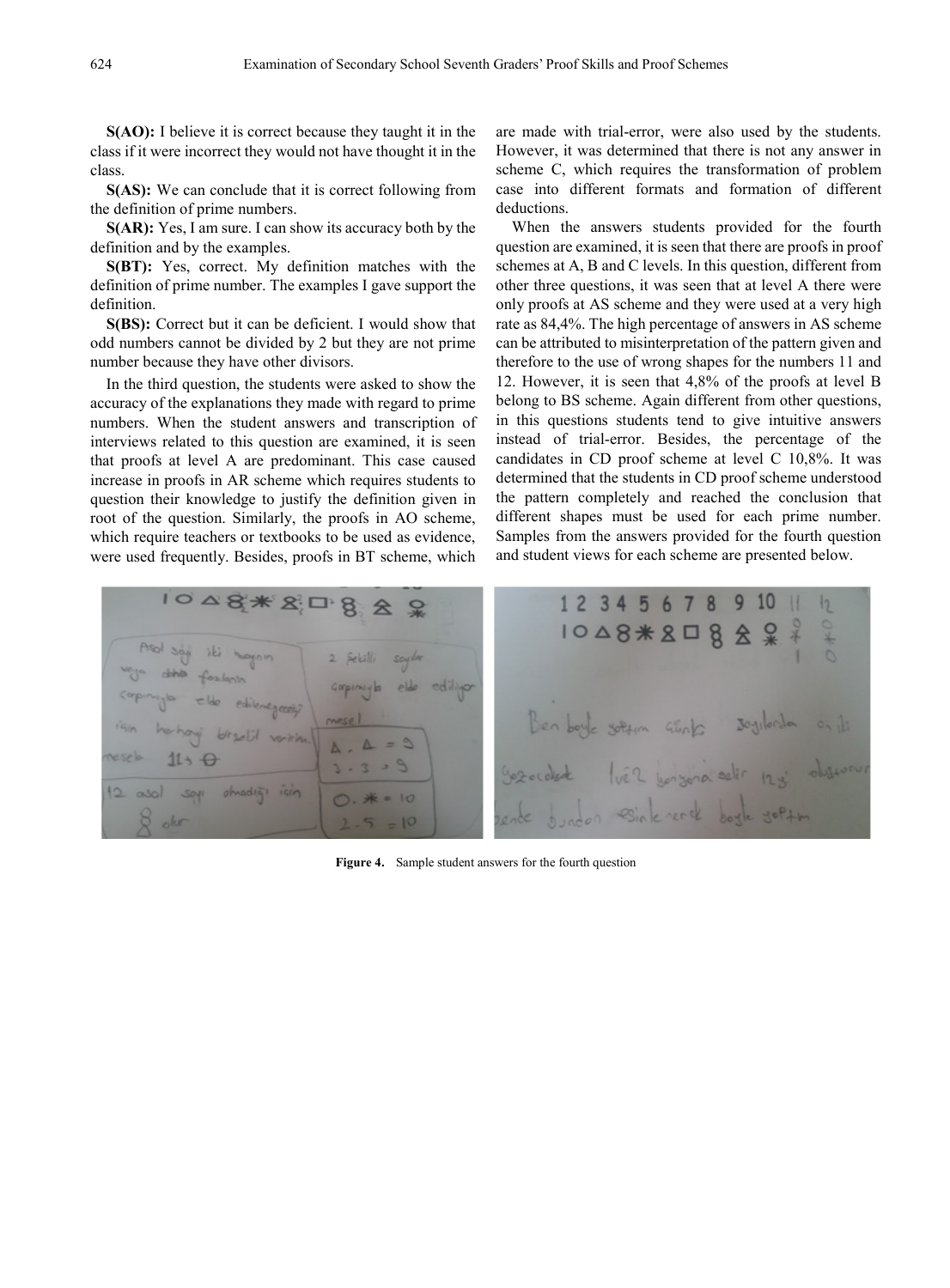**S(AO):** I believe it is correct because they taught it in the class if it were incorrect they would not have thought it in the class.

**S(AS):** We can conclude that it is correct following from the definition of prime numbers.

**S(AR):** Yes, I am sure. I can show its accuracy both by the definition and by the examples.

**S(BT):** Yes, correct. My definition matches with the definition of prime number. The examples I gave support the definition.

**S(BS):** Correct but it can be deficient. I would show that odd numbers cannot be divided by 2 but they are not prime number because they have other divisors.

In the third question, the students were asked to show the accuracy of the explanations they made with regard to prime numbers. When the student answers and transcription of interviews related to this question are examined, it is seen that proofs at level A are predominant. This case caused increase in proofs in AR scheme which requires students to question their knowledge to justify the definition given in root of the question. Similarly, the proofs in AO scheme, which require teachers or textbooks to be used as evidence, were used frequently. Besides, proofs in BT scheme, which are made with trial-error, were also used by the students. However, it was determined that there is not any answer in scheme C, which requires the transformation of problem case into different formats and formation of different deductions.

When the answers students provided for the fourth question are examined, it is seen that there are proofs in proof schemes at A, B and C levels. In this question, different from other three questions, it was seen that at level A there were only proofs at AS scheme and they were used at a very high rate as 84,4%. The high percentage of answers in AS scheme can be attributed to misinterpretation of the pattern given and therefore to the use of wrong shapes for the numbers 11 and 12. However, it is seen that 4,8% of the proofs at level B belong to BS scheme. Again different from other questions, in this questions students tend to give intuitive answers instead of trial-error. Besides, the percentage of the candidates in CD proof scheme at level C 10,8%. It was determined that the students in CD proof scheme understood the pattern completely and reached the conclusion that different shapes must be used for each prime number. Samples from the answers provided for the fourth question and student views for each scheme are presented below.

**Figure 4.** Sample student answers for the fourth question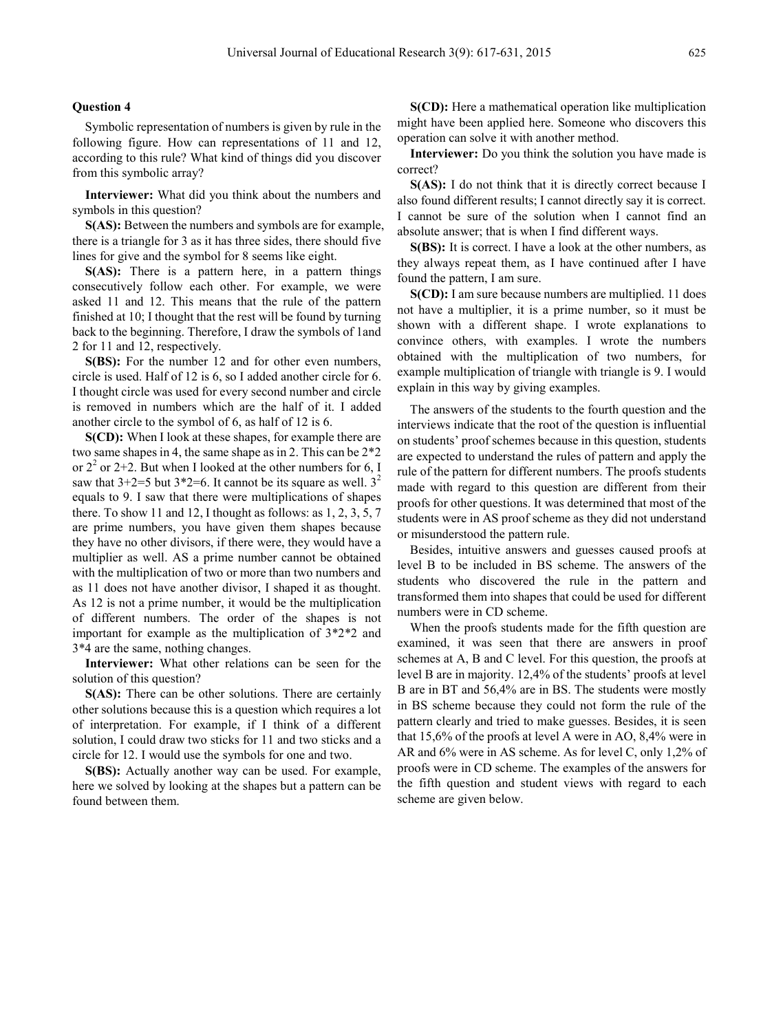**Question 4**

Symbolic representation of numbers is given by rule in the following figure. How can representations of 11 and 12, according to this rule? What kind of things did you discover from this symbolic array?

**Interviewer:** What did you think about the numbers and symbols in this question?

**S(AS):** Between the numbers and symbols are for example, there is a triangle for 3 as it has three sides, there should five lines for give and the symbol for 8 seems like eight.

**S(AS):** There is a pattern here, in a pattern things consecutively follow each other. For example, we were asked 11 and 12. This means that the rule of the pattern finished at 10; I thought that the rest will be found by turning back to the beginning. Therefore, I draw the symbols of 1and 2 for 11 and 12, respectively.

**S(BS):** For the number 12 and for other even numbers, circle is used. Half of 12 is 6, so I added another circle for 6. I thought circle was used for every second number and circle is removed in numbers which are the half of it. I added another circle to the symbol of 6, as half of 12 is 6.

**S(CD):** When I look at these shapes, for example there are two same shapes in 4, the same shape as in 2. This can be 2*2 or $2^2$ or 2+2. But when I looked at the other numbers for 6, I saw that 3+2=5 but 3*2=6. It cannot be its square as well. $3^2$ equals to 9. I saw that there were multiplications of shapes there. To show 11 and 12, I thought as follows: as 1, 2, 3, 5, 7 are prime numbers, you have given them shapes because they have no other divisors, if there were, they would have a multiplier as well. AS a prime number cannot be obtained with the multiplication of two or more than two numbers and as 11 does not have another divisor, I shaped it as thought. As 12 is not a prime number, it would be the multiplication of different numbers. The order of the shapes is not important for example as the multiplication of 3*2*2 and 3*4 are the same, nothing changes.

**Interviewer:** What other relations can be seen for the solution of this question?

**S(AS):** There can be other solutions. There are certainly other solutions because this is a question which requires a lot of interpretation. For example, if I think of a different solution, I could draw two sticks for 11 and two sticks and a circle for 12. I would use the symbols for one and two.

**S(BS):** Actually another way can be used. For example, here we solved by looking at the shapes but a pattern can be found between them.

**S(CD):** Here a mathematical operation like multiplication might have been applied here. Someone who discovers this operation can solve it with another method.

**Interviewer:** Do you think the solution you have made is correct?

**S(AS):** I do not think that it is directly correct because I also found different results; I cannot directly say it is correct. I cannot be sure of the solution when I cannot find an absolute answer; that is when I find different ways.

**S(BS):** It is correct. I have a look at the other numbers, as they always repeat them, as I have continued after I have found the pattern, I am sure.

**S(CD):** I am sure because numbers are multiplied. 11 does not have a multiplier, it is a prime number, so it must be shown with a different shape. I wrote explanations to convince others, with examples. I wrote the numbers obtained with the multiplication of two numbers, for example multiplication of triangle with triangle is 9. I would explain in this way by giving examples.

The answers of the students to the fourth question and the interviews indicate that the root of the question is influential on students' proof schemes because in this question, students are expected to understand the rules of pattern and apply the rule of the pattern for different numbers. The proofs students made with regard to this question are different from their proofs for other questions. It was determined that most of the students were in AS proof scheme as they did not understand or misunderstood the pattern rule.

Besides, intuitive answers and guesses caused proofs at level B to be included in BS scheme. The answers of the students who discovered the rule in the pattern and transformed them into shapes that could be used for different numbers were in CD scheme.

When the proofs students made for the fifth question are examined, it was seen that there are answers in proof schemes at A, B and C level. For this question, the proofs at level B are in majority. 12,4% of the students' proofs at level B are in BT and 56,4% are in BS. The students were mostly in BS scheme because they could not form the rule of the pattern clearly and tried to make guesses. Besides, it is seen that 15,6% of the proofs at level A were in AO, 8,4% were in AR and 6% were in AS scheme. As for level C, only 1,2% of proofs were in CD scheme. The examples of the answers for the fifth question and student views with regard to each scheme are given below.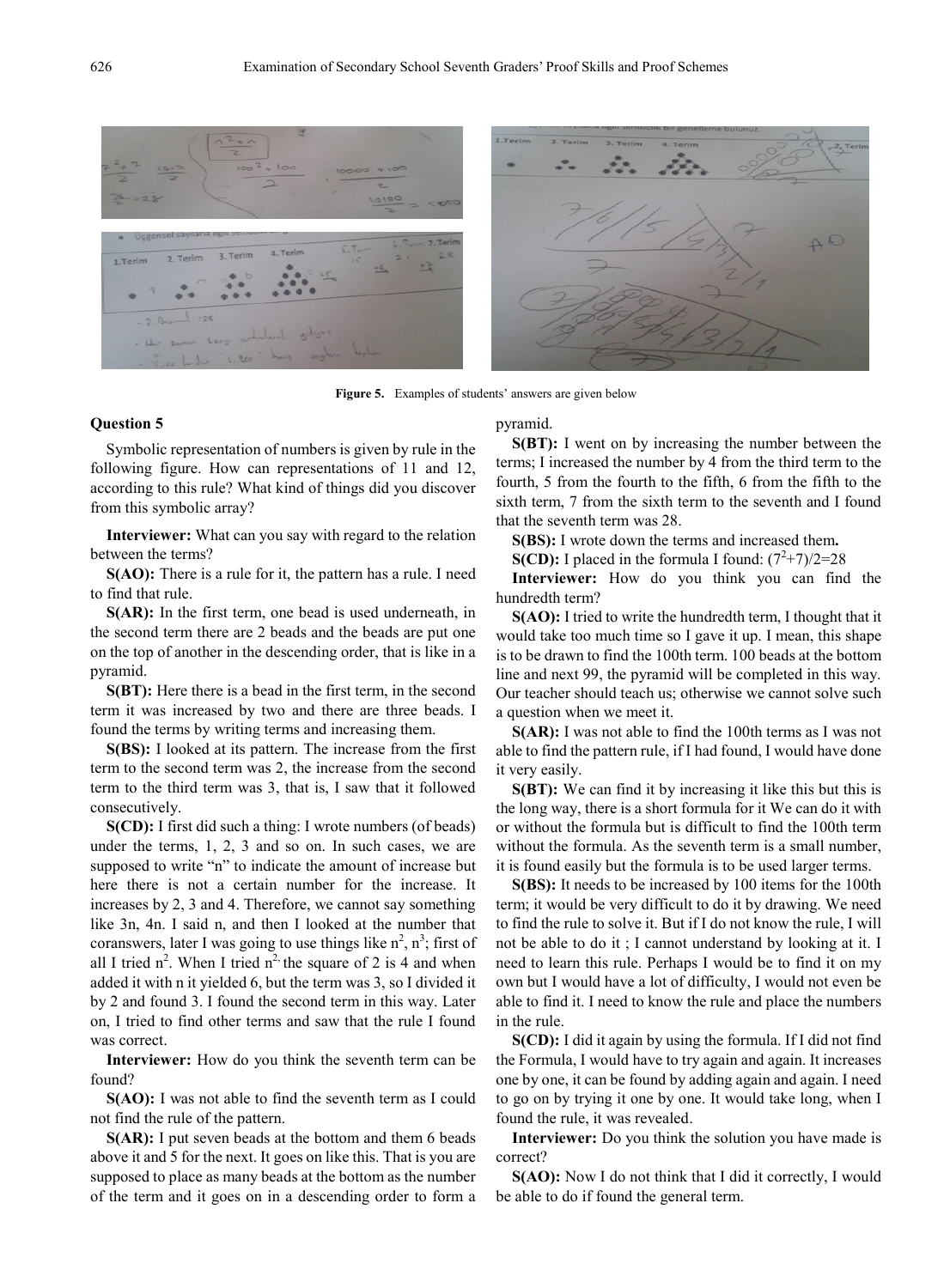Figure 5. Examples of students' answers are given below

### Question 5

Symbolic representation of numbers is given by rule in the following figure. How can representations of 11 and 12, according to this rule? What kind of things did you discover from this symbolic array?

**Interviewer:** What can you say with regard to the relation between the terms?

**S(AO):** There is a rule for it, the pattern has a rule. I need to find that rule.

**S(AR):** In the first term, one bead is used underneath, in the second term there are 2 beads and the beads are put one on the top of another in the descending order, that is like in a pyramid.

**S(BT):** Here there is a bead in the first term, in the second term it was increased by two and there are three beads. I found the terms by writing terms and increasing them.

**S(BS):** I looked at its pattern. The increase from the first term to the second term was 2, the increase from the second term to the third term was 3, that is, I saw that it followed consecutively.

**S(CD):** I first did such a thing: I wrote numbers (of beads) under the terms, 1, 2, 3 and so on. In such cases, we are supposed to write "n" to indicate the amount of increase but here there is not a certain number for the increase. It increases by 2, 3 and 4. Therefore, we cannot say something like 3n, 4n. I said n, and then I looked at the number that coranswers, later I was going to use things like $n^2$, $n^3$; first of all I tried $n^2$. When I tried $n^2$ the square of 2 is 4 and when added it with n it yielded 6, but the term was 3, so I divided it by 2 and found 3. I found the second term in this way. Later on, I tried to find other terms and saw that the rule I found was correct.

**Interviewer:** How do you think the seventh term can be found?

**S(AO):** I was not able to find the seventh term as I could not find the rule of the pattern.

**S(AR):** I put seven beads at the bottom and them 6 beads above it and 5 for the next. It goes on like this. That is you are supposed to place as many beads at the bottom as the number of the term and it goes on in a descending order to form a pyramid.

**S(BT):** I went on by increasing the number between the terms; I increased the number by 4 from the third term to the fourth, 5 from the fourth to the fifth, 6 from the fifth to the sixth term, 7 from the sixth term to the seventh and I found that the seventh term was 28.

**S(BS):** I wrote down the terms and increased them**.**

**S(CD):** I placed in the formula I found: $(7^2+7)/2=28$

**Interviewer:** How do you think you can find the hundredth term?

**S(AO):** I tried to write the hundredth term, I thought that it would take too much time so I gave it up. I mean, this shape is to be drawn to find the 100th term. 100 beads at the bottom line and next 99, the pyramid will be completed in this way. Our teacher should teach us; otherwise we cannot solve such a question when we meet it.

**S(AR):** I was not able to find the 100th terms as I was not able to find the pattern rule, if I had found, I would have done it very easily.

**S(BT):** We can find it by increasing it like this but this is the long way, there is a short formula for it We can do it with or without the formula but is difficult to find the 100th term without the formula. As the seventh term is a small number, it is found easily but the formula is to be used larger terms.

**S(BS):** It needs to be increased by 100 items for the 100th term; it would be very difficult to do it by drawing. We need to find the rule to solve it. But if I do not know the rule, I will not be able to do it ; I cannot understand by looking at it. I need to learn this rule. Perhaps I would be to find it on my own but I would have a lot of difficulty, I would not even be able to find it. I need to know the rule and place the numbers in the rule.

**S(CD):** I did it again by using the formula. If I did not find the Formula, I would have to try again and again. It increases one by one, it can be found by adding again and again. I need to go on by trying it one by one. It would take long, when I found the rule, it was revealed.

**Interviewer:** Do you think the solution you have made is correct?

**S(AO):** Now I do not think that I did it correctly, I would be able to do if found the general term.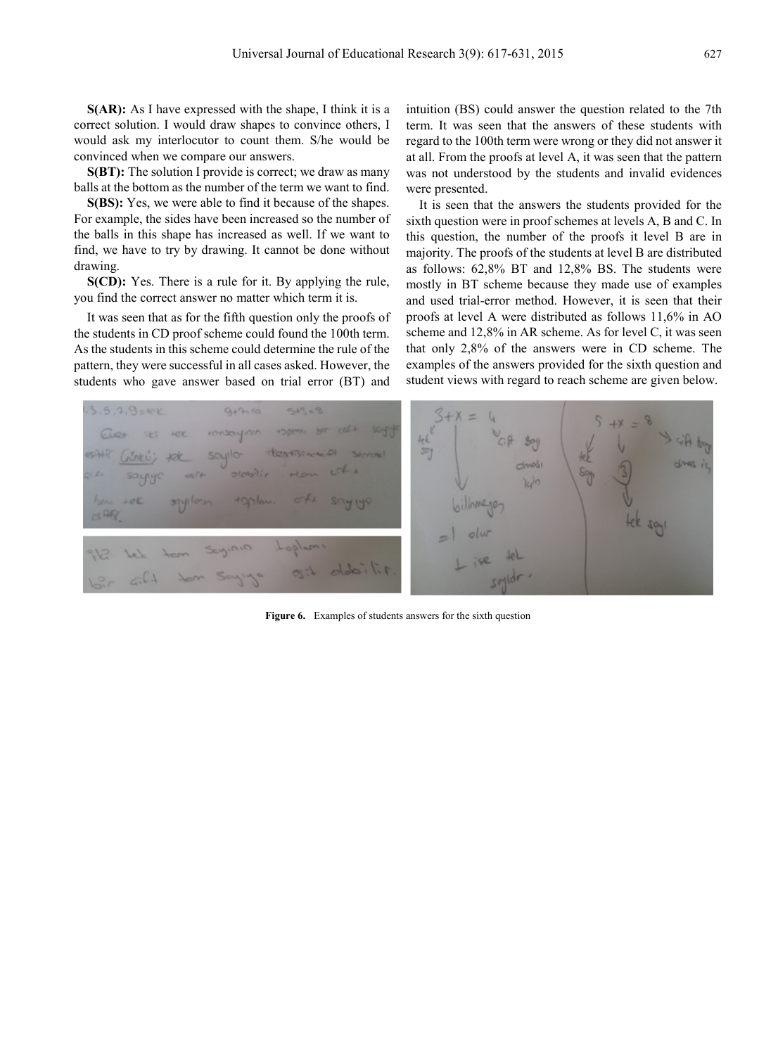**S(AR):** As I have expressed with the shape, I think it is a correct solution. I would draw shapes to convince others, I would ask my interlocutor to count them. S/he would be convinced when we compare our answers.

**S(BT):** The solution I provide is correct; we draw as many balls at the bottom as the number of the term we want to find.

**S(BS):** Yes, we were able to find it because of the shapes. For example, the sides have been increased so the number of the balls in this shape has increased as well. If we want to find, we have to try by drawing. It cannot be done without drawing.

**S(CD):** Yes. There is a rule for it. By applying the rule, you find the correct answer no matter which term it is.

It was seen that as for the fifth question only the proofs of the students in CD proof scheme could found the 100th term. As the students in this scheme could determine the rule of the pattern, they were successful in all cases asked. However, the students who gave answer based on trial error (BT) and intuition (BS) could answer the question related to the 7th term. It was seen that the answers of these students with regard to the 100th term were wrong or they did not answer it at all. From the proofs at level A, it was seen that the pattern was not understood by the students and invalid evidences were presented.

It is seen that the answers the students provided for the sixth question were in proof schemes at levels A, B and C. In this question, the number of the proofs it level B are in majority. The proofs of the students at level B are distributed as follows: 62,8% BT and 12,8% BS. The students were mostly in BT scheme because they made use of examples and used trial-error method. However, it is seen that their proofs at level A were distributed as follows 11,6% in AO scheme and 12,8% in AR scheme. As for level C, it was seen that only 2,8% of the answers were in CD scheme. The examples of the answers provided for the sixth question and student views with regard to reach scheme are given below.

**Figure 6.** Examples of students answers for the sixth question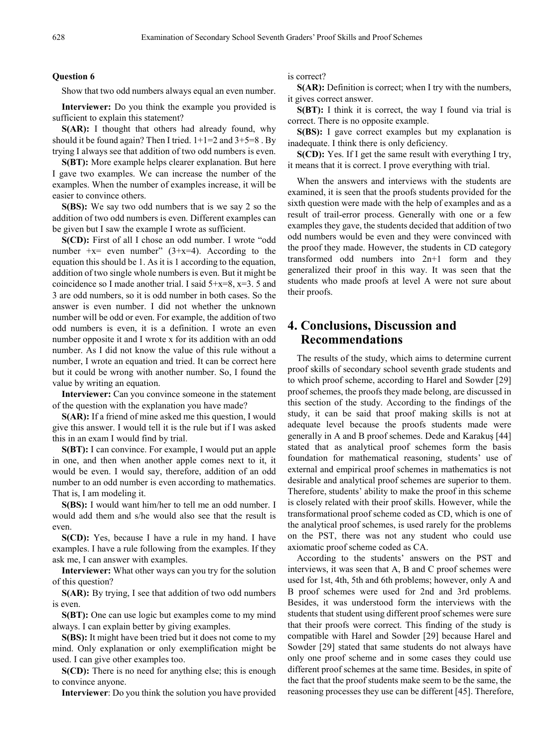**Question 6**

Show that two odd numbers always equal an even number.

**Interviewer:** Do you think the example you provided is sufficient to explain this statement?

**S(AR):** I thought that others had already found, why should it be found again? Then I tried. 1+1=2 and 3+5=8 . By trying I always see that addition of two odd numbers is even.

**S(BT):** More example helps clearer explanation. But here I gave two examples. We can increase the number of the examples. When the number of examples increase, it will be easier to convince others.

**S(BS):** We say two odd numbers that is we say 2 so the addition of two odd numbers is even. Different examples can be given but I saw the example I wrote as sufficient.

**S(CD):** First of all I chose an odd number. I wrote "odd number +x= even number" (3+x=4). According to the equation this should be 1. As it is 1 according to the equation, addition of two single whole numbers is even. But it might be coincidence so I made another trial. I said 5+x=8, x=3. 5 and 3 are odd numbers, so it is odd number in both cases. So the answer is even number. I did not whether the unknown number will be odd or even. For example, the addition of two odd numbers is even, it is a definition. I wrote an even number opposite it and I wrote x for its addition with an odd number. As I did not know the value of this rule without a number, I wrote an equation and tried. It can be correct here but it could be wrong with another number. So, I found the value by writing an equation.

**Interviewer:** Can you convince someone in the statement of the question with the explanation you have made?

**S(AR):** If a friend of mine asked me this question, I would give this answer. I would tell it is the rule but if I was asked this in an exam I would find by trial.

**S(BT):** I can convince. For example, I would put an apple in one, and then when another apple comes next to it, it would be even. I would say, therefore, addition of an odd number to an odd number is even according to mathematics. That is, I am modeling it.

**S(BS):** I would want him/her to tell me an odd number. I would add them and s/he would also see that the result is even.

**S(CD):** Yes, because I have a rule in my hand. I have examples. I have a rule following from the examples. If they ask me, I can answer with examples.

**Interviewer:** What other ways can you try for the solution of this question?

**S(AR):** By trying, I see that addition of two odd numbers is even.

**S(BT):** One can use logic but examples come to my mind always. I can explain better by giving examples.

**S(BS):** It might have been tried but it does not come to my mind. Only explanation or only exemplification might be used. I can give other examples too.

**S(CD):** There is no need for anything else; this is enough to convince anyone.

**Interviewer**: Do you think the solution you have provided is correct?

**S(AR):** Definition is correct; when I try with the numbers, it gives correct answer.

**S(BT):** I think it is correct, the way I found via trial is correct. There is no opposite example.

**S(BS):** I gave correct examples but my explanation is inadequate. I think there is only deficiency.

**S(CD):** Yes. If I get the same result with everything I try, it means that it is correct. I prove everything with trial.

When the answers and interviews with the students are examined, it is seen that the proofs students provided for the sixth question were made with the help of examples and as a result of trail-error process. Generally with one or a few examples they gave, the students decided that addition of two odd numbers would be even and they were convinced with the proof they made. However, the students in CD category transformed odd numbers into 2n+1 form and they generalized their proof in this way. It was seen that the students who made proofs at level A were not sure about their proofs.

## 4. Conclusions, Discussion and Recommendations

The results of the study, which aims to determine current proof skills of secondary school seventh grade students and to which proof scheme, according to Harel and Sowder [29] proof schemes, the proofs they made belong, are discussed in this section of the study. According to the findings of the study, it can be said that proof making skills is not at adequate level because the proofs students made were generally in A and B proof schemes. Dede and Karakuş [44] stated that as analytical proof schemes form the basis foundation for mathematical reasoning, students' use of external and empirical proof schemes in mathematics is not desirable and analytical proof schemes are superior to them. Therefore, students' ability to make the proof in this scheme is closely related with their proof skills. However, while the transformational proof scheme coded as CD, which is one of the analytical proof schemes, is used rarely for the problems on the PST, there was not any student who could use axiomatic proof scheme coded as CA.

According to the students' answers on the PST and interviews, it was seen that A, B and C proof schemes were used for 1st, 4th, 5th and 6th problems; however, only A and B proof schemes were used for 2nd and 3rd problems. Besides, it was understood form the interviews with the students that student using different proof schemes were sure that their proofs were correct. This finding of the study is compatible with Harel and Sowder [29] because Harel and Sowder [29] stated that same students do not always have only one proof scheme and in some cases they could use different proof schemes at the same time. Besides, in spite of the fact that the proof students make seem to be the same, the reasoning processes they use can be different [45]. Therefore,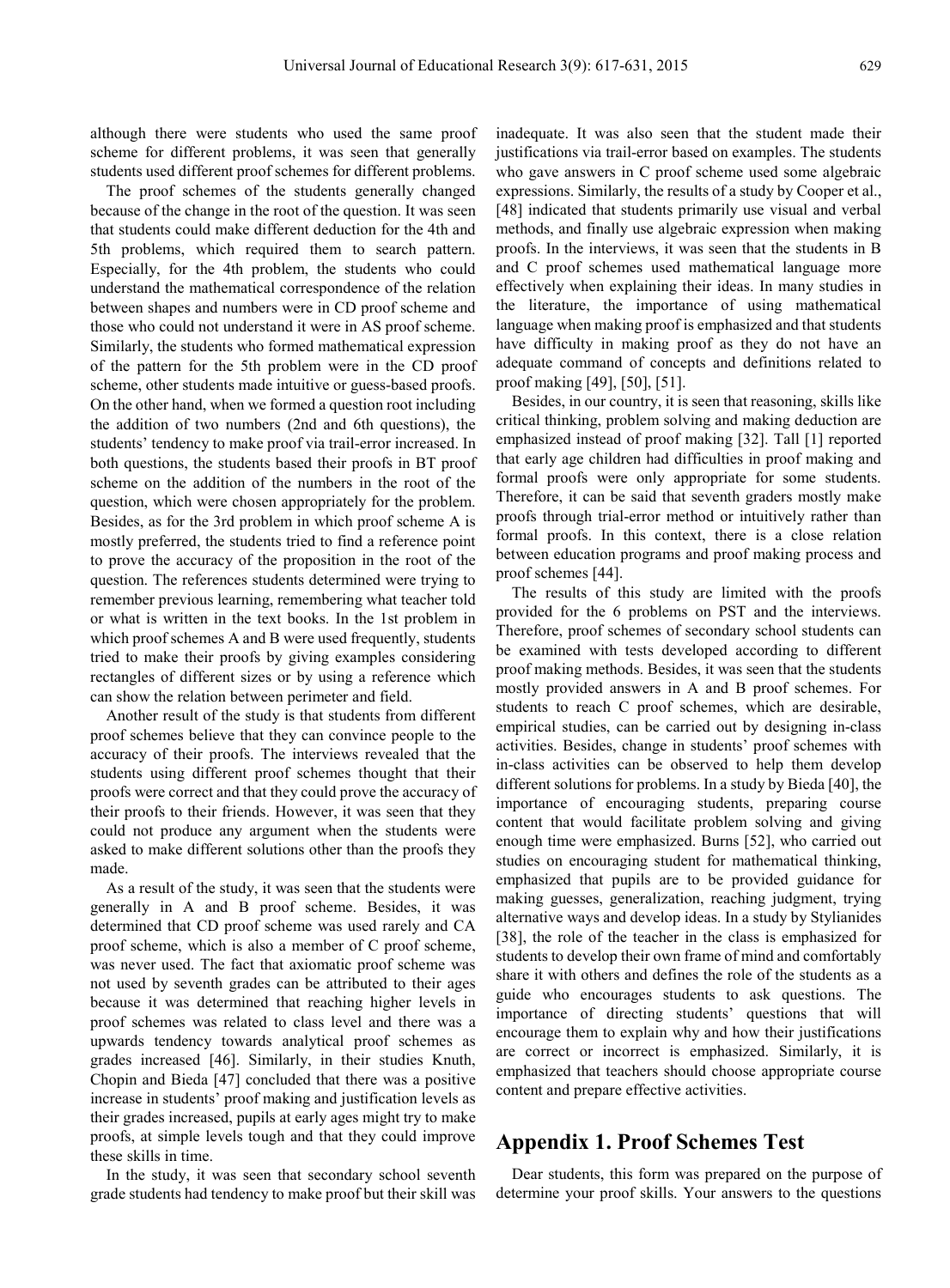although there were students who used the same proof scheme for different problems, it was seen that generally students used different proof schemes for different problems.

The proof schemes of the students generally changed because of the change in the root of the question. It was seen that students could make different deduction for the 4th and 5th problems, which required them to search pattern. Especially, for the 4th problem, the students who could understand the mathematical correspondence of the relation between shapes and numbers were in CD proof scheme and those who could not understand it were in AS proof scheme. Similarly, the students who formed mathematical expression of the pattern for the 5th problem were in the CD proof scheme, other students made intuitive or guess-based proofs. On the other hand, when we formed a question root including the addition of two numbers (2nd and 6th questions), the students' tendency to make proof via trail-error increased. In both questions, the students based their proofs in BT proof scheme on the addition of the numbers in the root of the question, which were chosen appropriately for the problem. Besides, as for the 3rd problem in which proof scheme A is mostly preferred, the students tried to find a reference point to prove the accuracy of the proposition in the root of the question. The references students determined were trying to remember previous learning, remembering what teacher told or what is written in the text books. In the 1st problem in which proof schemes A and B were used frequently, students tried to make their proofs by giving examples considering rectangles of different sizes or by using a reference which can show the relation between perimeter and field.

Another result of the study is that students from different proof schemes believe that they can convince people to the accuracy of their proofs. The interviews revealed that the students using different proof schemes thought that their proofs were correct and that they could prove the accuracy of their proofs to their friends. However, it was seen that they could not produce any argument when the students were asked to make different solutions other than the proofs they made.

As a result of the study, it was seen that the students were generally in A and B proof scheme. Besides, it was determined that CD proof scheme was used rarely and CA proof scheme, which is also a member of C proof scheme, was never used. The fact that axiomatic proof scheme was not used by seventh grades can be attributed to their ages because it was determined that reaching higher levels in proof schemes was related to class level and there was a upwards tendency towards analytical proof schemes as grades increased [46]. Similarly, in their studies Knuth, Chopin and Bieda [47] concluded that there was a positive increase in students' proof making and justification levels as their grades increased, pupils at early ages might try to make proofs, at simple levels tough and that they could improve these skills in time.

In the study, it was seen that secondary school seventh grade students had tendency to make proof but their skill was inadequate. It was also seen that the student made their justifications via trail-error based on examples. The students who gave answers in C proof scheme used some algebraic expressions. Similarly, the results of a study by Cooper et al., [48] indicated that students primarily use visual and verbal methods, and finally use algebraic expression when making proofs. In the interviews, it was seen that the students in B and C proof schemes used mathematical language more effectively when explaining their ideas. In many studies in the literature, the importance of using mathematical language when making proof is emphasized and that students have difficulty in making proof as they do not have an adequate command of concepts and definitions related to proof making [49], [50], [51].

Besides, in our country, it is seen that reasoning, skills like critical thinking, problem solving and making deduction are emphasized instead of proof making [32]. Tall [1] reported that early age children had difficulties in proof making and formal proofs were only appropriate for some students. Therefore, it can be said that seventh graders mostly make proofs through trial-error method or intuitively rather than formal proofs. In this context, there is a close relation between education programs and proof making process and proof schemes [44].

The results of this study are limited with the proofs provided for the 6 problems on PST and the interviews. Therefore, proof schemes of secondary school students can be examined with tests developed according to different proof making methods. Besides, it was seen that the students mostly provided answers in A and B proof schemes. For students to reach C proof schemes, which are desirable, empirical studies, can be carried out by designing in-class activities. Besides, change in students' proof schemes with in-class activities can be observed to help them develop different solutions for problems. In a study by Bieda [40], the importance of encouraging students, preparing course content that would facilitate problem solving and giving enough time were emphasized. Burns [52], who carried out studies on encouraging student for mathematical thinking, emphasized that pupils are to be provided guidance for making guesses, generalization, reaching judgment, trying alternative ways and develop ideas. In a study by Stylianides [38], the role of the teacher in the class is emphasized for students to develop their own frame of mind and comfortably share it with others and defines the role of the students as a guide who encourages students to ask questions. The importance of directing students' questions that will encourage them to explain why and how their justifications are correct or incorrect is emphasized. Similarly, it is emphasized that teachers should choose appropriate course content and prepare effective activities.

## Appendix 1. Proof Schemes Test

Dear students, this form was prepared on the purpose of determine your proof skills. Your answers to the questions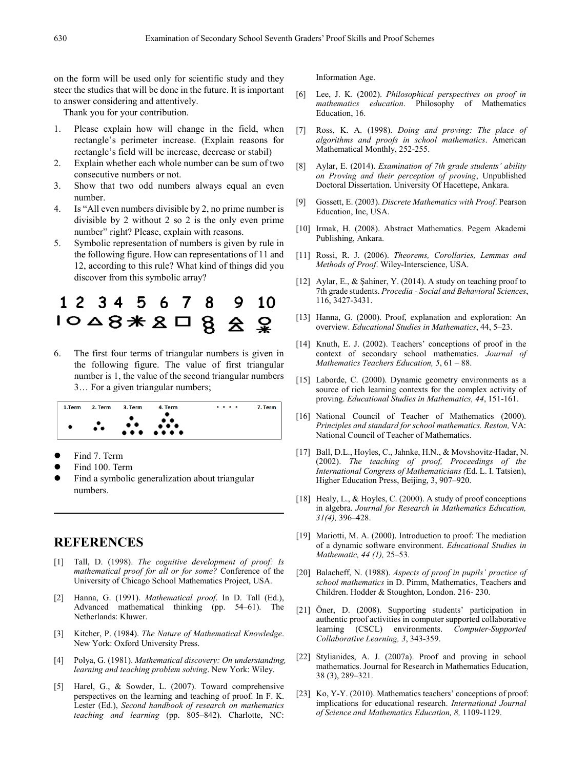on the form will be used only for scientific study and they steer the studies that will be done in the future. It is important to answer considering and attentively.

Thank you for your contribution.

1. Please explain how will change in the field, when rectangle's perimeter increase. (Explain reasons for rectangle's field will be increase, decrease or stabil)
2. Explain whether each whole number can be sum of two consecutive numbers or not.
3. Show that two odd numbers always equal an even number.
4. Is "All even numbers divisible by 2, no prime number is divisible by 2 without 2 so 2 is the only even prime number" right? Please, explain with reasons.
5. Symbolic representation of numbers is given by rule in the following figure. How can representations of 11 and 12, according to this rule? What kind of things did you discover from this symbolic array?

1 2 3 4 5 6 7 8 9 10

6. The first four terms of triangular numbers is given in the following figure. The value of first triangular number is 1, the value of the second triangular numbers 3… For a given triangular numbers;

1.Term 2. Term 3. Term 4. Term . . . . 7. Term

- Find 7. Term
- Find 100. Term
- Find a symbolic generalization about triangular numbers.

## REFERENCES

[1] Tall, D. (1998). *The cognitive development of proof: Is mathematical proof for all or for some?* Conference of the University of Chicago School Mathematics Project, USA.

[2] Hanna, G. (1991). *Mathematical proof*. In D. Tall (Ed.), Advanced mathematical thinking (pp. 54–61). The Netherlands: Kluwer.

[3] Kitcher, P. (1984). *The Nature of Mathematical Knowledge*. New York: Oxford University Press.

[4] Polya, G. (1981). *Mathematical discovery: On understanding, learning and teaching problem solving*. New York: Wiley.

[5] Harel, G., & Sowder, L. (2007). Toward comprehensive perspectives on the learning and teaching of proof. In F. K. Lester (Ed.), *Second handbook of research on mathematics teaching and learning* (pp. 805–842). Charlotte, NC: Information Age.

[6] Lee, J. K. (2002). *Philosophical perspectives on proof in mathematics education*. Philosophy of Mathematics Education, 16.

[7] Ross, K. A. (1998). *Doing and proving: The place of algorithms and proofs in school mathematics*. American Mathematical Monthly, 252-255.

[8] Aylar, E. (2014). *Examination of 7th grade students' ability on Proving and their perception of proving*, Unpublished Doctoral Dissertation. University Of Hacettepe, Ankara.

[9] Gossett, E. (2003). *Discrete Mathematics with Proof*. Pearson Education, Inc, USA.

[10] Irmak, H. (2008). Abstract Mathematics. Pegem Akademi Publishing, Ankara.

[11] Rossi, R. J. (2006). *Theorems, Corollaries, Lemmas and Methods of Proof*. Wiley-Interscience, USA.

[12] Aylar, E., & Şahiner, Y. (2014). A study on teaching proof to 7th grade students. *Procedia - Social and Behavioral Sciences*, 116, 3427-3431.

[13] Hanna, G. (2000). Proof, explanation and exploration: An overview. *Educational Studies in Mathematics*, 44, 5–23.

[14] Knuth, E. J. (2002). Teachers' conceptions of proof in the context of secondary school mathematics. *Journal of Mathematics Teachers Education, 5*, 61 – 88.

[15] Laborde, C. (2000). Dynamic geometry environments as a source of rich learning contexts for the complex activity of proving. *Educational Studies in Mathematics, 44*, 151-161.

[16] National Council of Teacher of Mathematics (2000). *Principles and standard for school mathematics. Reston,* VA: National Council of Teacher of Mathematics.

[17] Ball, D.L., Hoyles, C., Jahnke, H.N., & Movshovitz-Hadar, N. (2002). *The teaching of proof, Proceedings of the International Congress of Mathematicians (*Ed. L. I. Tatsien), Higher Education Press, Beijing, 3, 907–920.

[18] Healy, L., & Hoyles, C. (2000). A study of proof conceptions in algebra. *Journal for Research in Mathematics Education, 31(4),* 396–428.

[19] Mariotti, M. A. (2000). Introduction to proof: The mediation of a dynamic software environment. *Educational Studies in Mathematic, 44 (1),* 25–53.

[20] Balacheff, N. (1988). *Aspects of proof in pupils' practice of school mathematics* in D. Pimm, Mathematics, Teachers and Children. Hodder & Stoughton, London. 216- 230.

[21] Öner, D. (2008). Supporting students' participation in authentic proof activities in computer supported collaborative learning (CSCL) environments. *Computer-Supported Collaborative Learning, 3*, 343-359.

[22] Stylianides, A. J. (2007a). Proof and proving in school mathematics. Journal for Research in Mathematics Education, 38 (3), 289–321.

[23] Ko, Y-Y. (2010). Mathematics teachers' conceptions of proof: implications for educational research. *International Journal of Science and Mathematics Education, 8,* 1109-1129.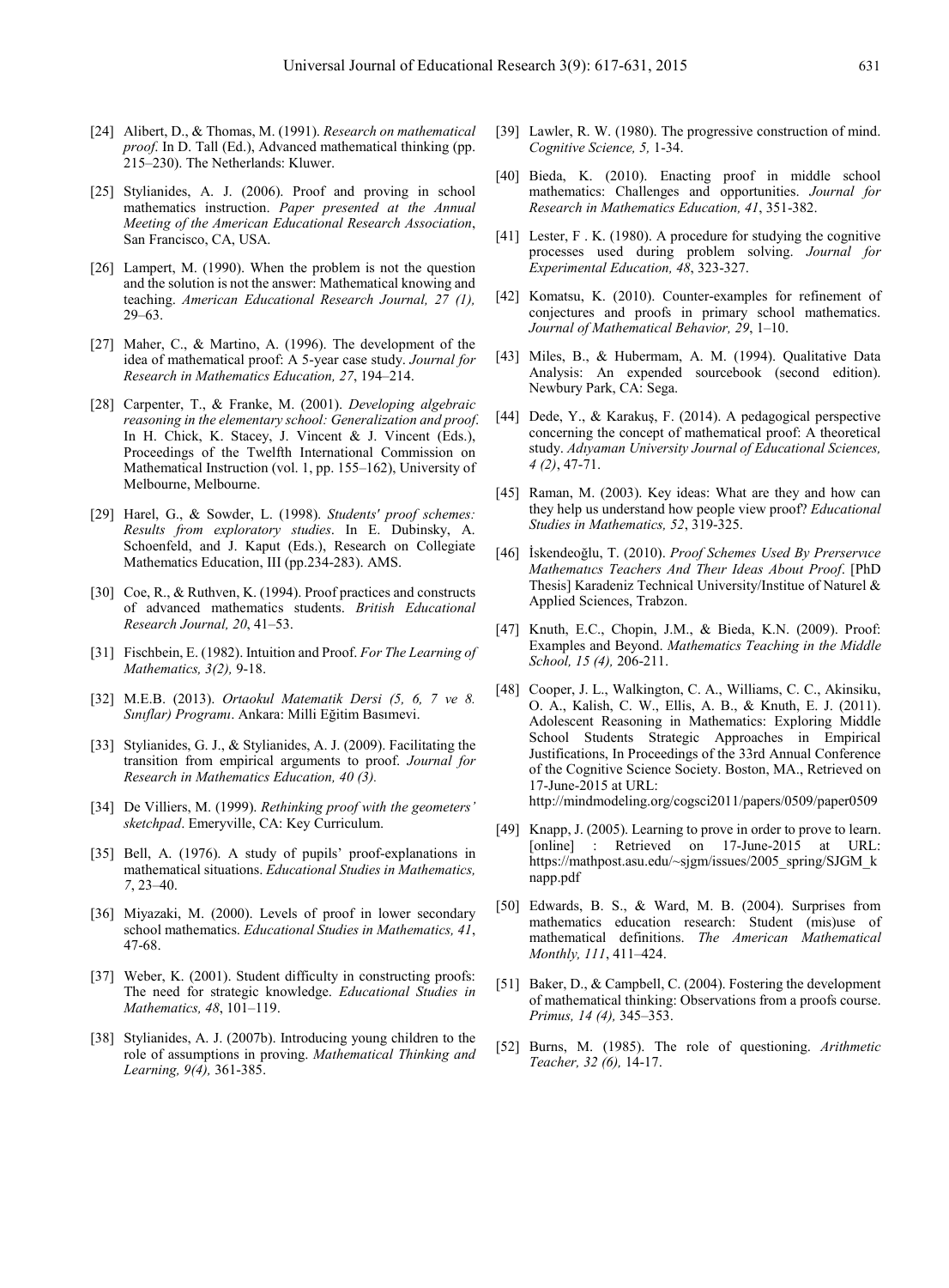[24] Alibert, D., & Thomas, M. (1991). *Research on mathematical proof*. In D. Tall (Ed.), Advanced mathematical thinking (pp. 215–230). The Netherlands: Kluwer.

[25] Stylianides, A. J. (2006). Proof and proving in school mathematics instruction. *Paper presented at the Annual Meeting of the American Educational Research Association*, San Francisco, CA, USA.

[26] Lampert, M. (1990). When the problem is not the question and the solution is not the answer: Mathematical knowing and teaching. *American Educational Research Journal, 27 (1),* 29–63.

[27] Maher, C., & Martino, A. (1996). The development of the idea of mathematical proof: A 5-year case study. *Journal for Research in Mathematics Education, 27*, 194–214.

[28] Carpenter, T., & Franke, M. (2001). *Developing algebraic reasoning in the elementary school: Generalization and proof*. In H. Chick, K. Stacey, J. Vincent & J. Vincent (Eds.), Proceedings of the Twelfth International Commission on Mathematical Instruction (vol. 1, pp. 155–162), University of Melbourne, Melbourne.

[29] Harel, G., & Sowder, L. (1998). *Students′ proof schemes: Results from exploratory studies*. In E. Dubinsky, A. Schoenfeld, and J. Kaput (Eds.), Research on Collegiate Mathematics Education, III (pp.234-283). AMS.

[30] Coe, R., & Ruthven, K. (1994). Proof practices and constructs of advanced mathematics students. *British Educational Research Journal, 20*, 41–53.

[31] Fischbein, E. (1982). Intuition and Proof. *For The Learning of Mathematics, 3(2),* 9-18.

[32] M.E.B. (2013). *Ortaokul Matematik Dersi (5, 6, 7 ve 8. Sınıflar) Programı*. Ankara: Milli Eğitim Basımevi.

[33] Stylianides, G. J., & Stylianides, A. J. (2009). Facilitating the transition from empirical arguments to proof. *Journal for Research in Mathematics Education, 40 (3).*

[34] De Villiers, M. (1999). *Rethinking proof with the geometers' sketchpad*. Emeryville, CA: Key Curriculum.

[35] Bell, A. (1976). A study of pupils' proof-explanations in mathematical situations. *Educational Studies in Mathematics, 7*, 23–40.

[36] Miyazaki, M. (2000). Levels of proof in lower secondary school mathematics. *Educational Studies in Mathematics, 41*, 47-68.

[37] Weber, K. (2001). Student difficulty in constructing proofs: The need for strategic knowledge. *Educational Studies in Mathematics, 48*, 101–119.

[38] Stylianides, A. J. (2007b). Introducing young children to the role of assumptions in proving. *Mathematical Thinking and Learning, 9(4),* 361-385.

[39] Lawler, R. W. (1980). The progressive construction of mind. *Cognitive Science, 5,* 1-34.

[40] Bieda, K. (2010). Enacting proof in middle school mathematics: Challenges and opportunities. *Journal for Research in Mathematics Education, 41*, 351-382.

[41] Lester, F . K. (1980). A procedure for studying the cognitive processes used during problem solving. *Journal for Experimental Education, 48*, 323-327.

[42] Komatsu, K. (2010). Counter-examples for refinement of conjectures and proofs in primary school mathematics. *Journal of Mathematical Behavior, 29*, 1–10.

[43] Miles, B., & Hubermam, A. M. (1994). Qualitative Data Analysis: An expended sourcebook (second edition). Newbury Park, CA: Sega.

[44] Dede, Y., & Karakuş, F. (2014). A pedagogical perspective concerning the concept of mathematical proof: A theoretical study. *Adıyaman University Journal of Educational Sciences, 4 (2)*, 47-71.

[45] Raman, M. (2003). Key ideas: What are they and how can they help us understand how people view proof? *Educational Studies in Mathematics, 52*, 319-325.

[46] İskendeoğlu, T. (2010). *Proof Schemes Used By Prerservıce Mathematıcs Teachers And Theır Ideas About Proof*. [PhD Thesis] Karadeniz Technical University/Institue of Naturel & Applied Sciences, Trabzon.

[47] Knuth, E.C., Chopin, J.M., & Bieda, K.N. (2009). Proof: Examples and Beyond. *Mathematics Teaching in the Middle School, 15 (4),* 206-211.

[48] Cooper, J. L., Walkington, C. A., Williams, C. C., Akinsiku, O. A., Kalish, C. W., Ellis, A. B., & Knuth, E. J. (2011). Adolescent Reasoning in Mathematics: Exploring Middle School Students Strategic Approaches in Empirical Justifications, In Proceedings of the 33rd Annual Conference of the Cognitive Science Society. Boston, MA., Retrieved on 17-June-2015 at URL: http://mindmodeling.org/cogsci2011/papers/0509/paper0509

[49] Knapp, J. (2005). Learning to prove in order to prove to learn. [online] : Retrieved on 17-June-2015 at URL: https://mathpost.asu.edu/~sjgm/issues/2005_spring/SJGM_knapp.pdf

[50] Edwards, B. S., & Ward, M. B. (2004). Surprises from mathematics education research: Student (mis)use of mathematical definitions. *The American Mathematical Monthly, 111*, 411–424.

[51] Baker, D., & Campbell, C. (2004). Fostering the development of mathematical thinking: Observations from a proofs course. *Primus, 14 (4),* 345–353.

[52] Burns, M. (1985). The role of questioning. *Arithmetic Teacher, 32 (6),* 14-17.